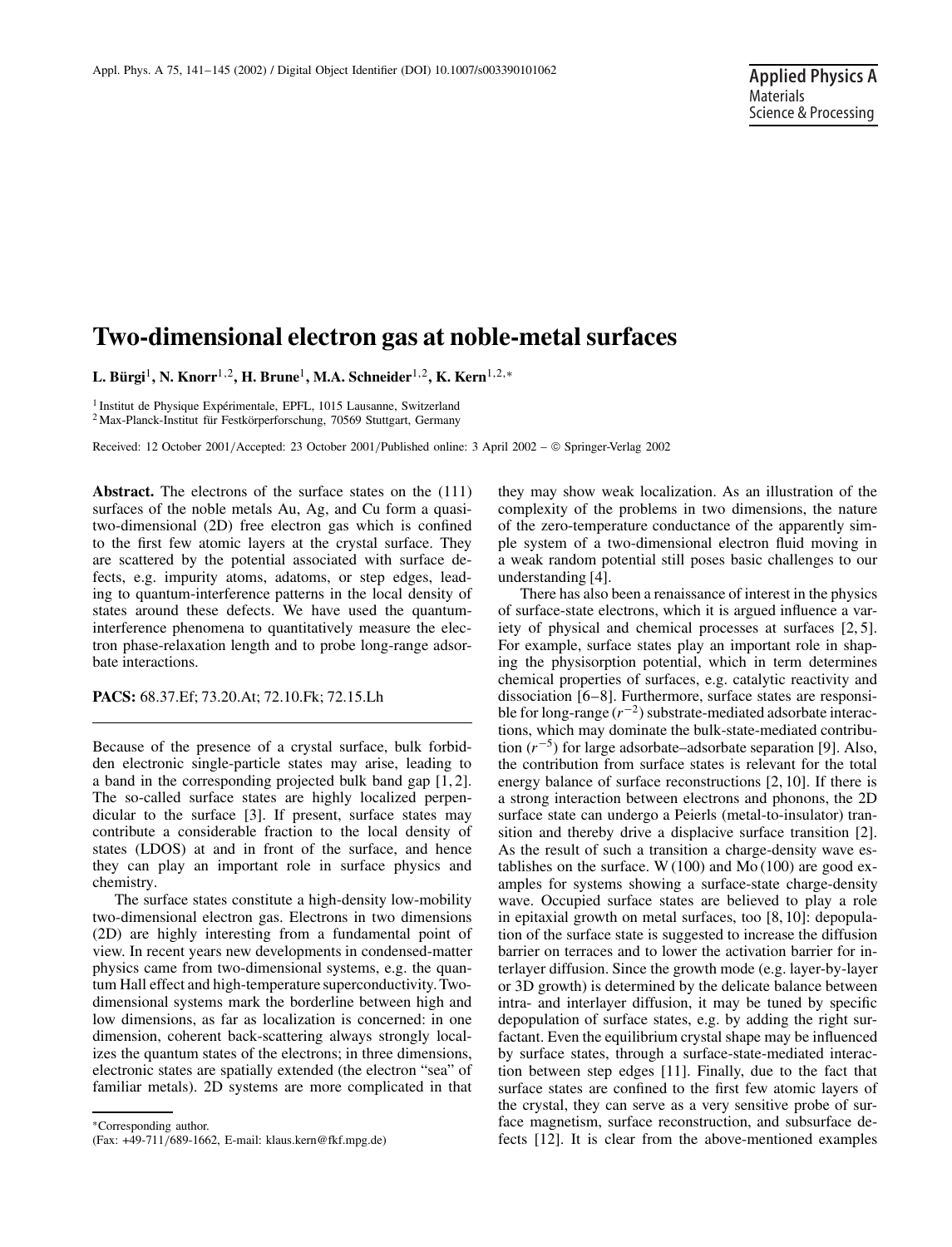# Two-dimensional electron gas at noble-metal surfaces

**L. Bürgi[1], N. Knorr[1,2], H. Brune[1], M.A. Schneider[1,2], K. Kern[1,2,*]**

[1] Institut de Physique Expérimentale, EPFL, 1015 Lausanne, Switzerland
[2] Max-Planck-Institut für Festkörperforschung, 70569 Stuttgart, Germany

Received: 12 October 2001/Accepted: 23 October 2001/Published online: 3 April 2002 – © Springer-Verlag 2002

**Abstract.** The electrons of the surface states on the (111) surfaces of the noble metals Au, Ag, and Cu form a quasi-two-dimensional (2D) free electron gas which is confined to the first few atomic layers at the crystal surface. They are scattered by the potential associated with surface defects, e.g. impurity atoms, adatoms, or step edges, leading to quantum-interference patterns in the local density of states around these defects. We have used the quantum-interference phenomena to quantitatively measure the electron phase-relaxation length and to probe long-range adsorbate interactions.

**PACS:** 68.37.Ef; 73.20.At; 72.10.Fk; 72.15.Lh

---

Because of the presence of a crystal surface, bulk forbidden electronic single-particle states may arise, leading to a band in the corresponding projected bulk band gap [1, 2]. The so-called surface states are highly localized perpendicular to the surface [3]. If present, surface states may contribute a considerable fraction to the local density of states (LDOS) at and in front of the surface, and hence they can play an important role in surface physics and chemistry.

The surface states constitute a high-density low-mobility two-dimensional electron gas. Electrons in two dimensions (2D) are highly interesting from a fundamental point of view. In recent years new developments in condensed-matter physics came from two-dimensional systems, e.g. the quantum Hall effect and high-temperature superconductivity. Two-dimensional systems mark the borderline between high and low dimensions, as far as localization is concerned: in one dimension, coherent back-scattering always strongly localizes the quantum states of the electrons; in three dimensions, electronic states are spatially extended (the electron "sea" of familiar metals). 2D systems are more complicated in that they may show weak localization. As an illustration of the complexity of the problems in two dimensions, the nature of the zero-temperature conductance of the apparently simple system of a two-dimensional electron fluid moving in a weak random potential still poses basic challenges to our understanding [4].

There has also been a renaissance of interest in the physics of surface-state electrons, which it is argued influence a variety of physical and chemical processes at surfaces [2, 5]. For example, surface states play an important role in shaping the physisorption potential, which in term determines chemical properties of surfaces, e.g. catalytic reactivity and dissociation [6–8]. Furthermore, surface states are responsible for long-range ($r^{-2}$) substrate-mediated adsorbate interactions, which may dominate the bulk-state-mediated contribution ($r^{-5}$) for large adsorbate–adsorbate separation [9]. Also, the contribution from surface states is relevant for the total energy balance of surface reconstructions [2, 10]. If there is a strong interaction between electrons and phonons, the 2D surface state can undergo a Peierls (metal-to-insulator) transition and thereby drive a displacive surface transition [2]. As the result of such a transition a charge-density wave establishes on the surface. W (100) and Mo (100) are good examples for systems showing a surface-state charge-density wave. Occupied surface states are believed to play a role in epitaxial growth on metal surfaces, too [8, 10]: depopulation of the surface state is suggested to increase the diffusion barrier on terraces and to lower the activation barrier for interlayer diffusion. Since the growth mode (e.g. layer-by-layer or 3D growth) is determined by the delicate balance between intra- and interlayer diffusion, it may be tuned by specific depopulation of surface states, e.g. by adding the right surfactant. Even the equilibrium crystal shape may be influenced by surface states, through a surface-state-mediated interaction between step edges [11]. Finally, due to the fact that surface states are confined to the first few atomic layers of the crystal, they can serve as a very sensitive probe of surface magnetism, surface reconstruction, and subsurface defects [12]. It is clear from the above-mentioned examples

---

*Corresponding author.
(Fax: +49-711/689-1662, E-mail: klaus.kern@fkf.mpg.de)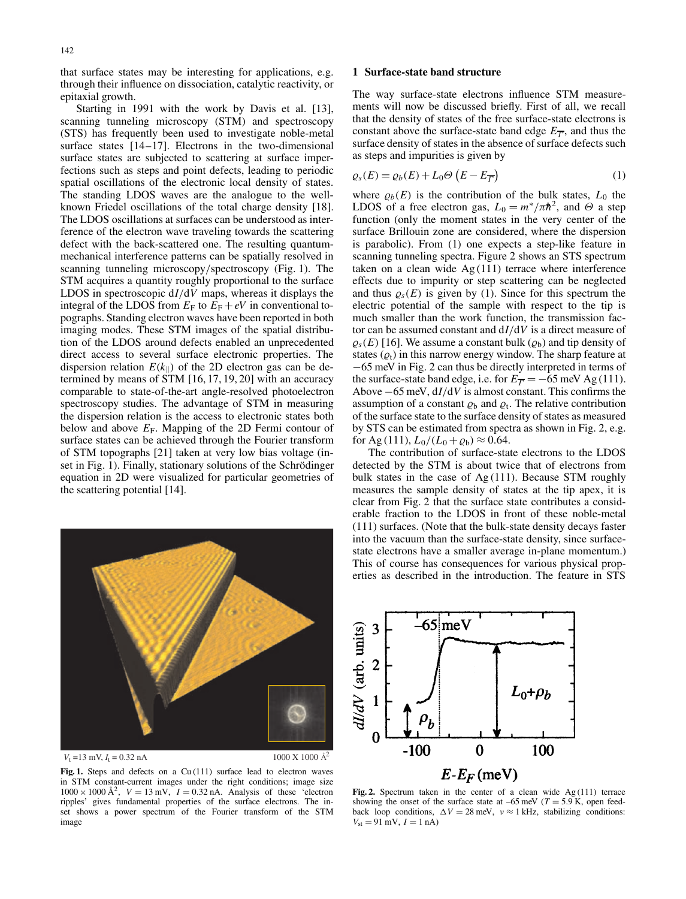that surface states may be interesting for applications, e.g. through their influence on dissociation, catalytic reactivity, or epitaxial growth.

Starting in 1991 with the work by Davis et al. [13], scanning tunneling microscopy (STM) and spectroscopy (STS) has frequently been used to investigate noble-metal surface states [14–17]. Electrons in the two-dimensional surface states are subjected to scattering at surface imperfections such as steps and point defects, leading to periodic spatial oscillations of the electronic local density of states. The standing LDOS waves are the analogue to the well-known Friedel oscillations of the total charge density [18]. The LDOS oscillations at surfaces can be understood as interference of the electron wave traveling towards the scattering defect with the back-scattered one. The resulting quantum-mechanical interference patterns can be spatially resolved in scanning tunneling microscopy/spectroscopy (Fig. 1). The STM acquires a quantity roughly proportional to the surface LDOS in spectroscopic $\mathrm{d}I/\mathrm{d}V$ maps, whereas it displays the integral of the LDOS from $E_\mathrm{F}$ to $E_\mathrm{F}+eV$ in conventional topographs. Standing electron waves have been reported in both imaging modes. These STM images of the spatial distribution of the LDOS around defects enabled an unprecedented direct access to several surface electronic properties. The dispersion relation $E(k_\parallel)$ of the 2D electron gas can be determined by means of STM [16, 17, 19, 20] with an accuracy comparable to state-of-the-art angle-resolved photoelectron spectroscopy studies. The advantage of STM in measuring the dispersion relation is the access to electronic states both below and above $E_\mathrm{F}$. Mapping of the 2D Fermi contour of surface states can be achieved through the Fourier transform of STM topographs [21] taken at very low bias voltage (inset in Fig. 1). Finally, stationary solutions of the Schrödinger equation in 2D were visualized for particular geometries of the scattering potential [14].

$V_\mathrm{t}$ =13 mV, $I_\mathrm{t}$ = 0.32 nA    1000 X 1000 Å$^2$

**Fig. 1.** Steps and defects on a Cu (111) surface lead to electron waves in STM constant-current images under the right conditions; image size $1000\times1000$ Å$^2$, $V = 13$ mV, $I = 0.32$ nA. Analysis of these 'electron ripples' gives fundamental properties of the surface electrons. The inset shows a power spectrum of the Fourier transform of the STM image

## 1 Surface-state band structure

The way surface-state electrons influence STM measurements will now be discussed briefly. First of all, we recall that the density of states of the free surface-state electrons is constant above the surface-state band edge $E_{\overline{\Gamma}}$, and thus the surface density of states in the absence of surface defects such as steps and impurities is given by

$$\varrho_s(E) = \varrho_b(E) + L_0 \Theta\left(E - E_{\overline{\Gamma}}\right) \tag{1}$$

where $\varrho_b(E)$ is the contribution of the bulk states, $L_0$ the LDOS of a free electron gas, $L_0 = m^*/\pi\hbar^2$, and $\Theta$ a step function (only the moment states in the very center of the surface Brillouin zone are considered, where the dispersion is parabolic). From (1) one expects a step-like feature in scanning tunneling spectra. Figure 2 shows an STS spectrum taken on a clean wide Ag (111) terrace where interference effects due to impurity or step scattering can be neglected and thus $\varrho_s(E)$ is given by (1). Since for this spectrum the electric potential of the sample with respect to the tip is much smaller than the work function, the transmission factor can be assumed constant and $\mathrm{d}I/\mathrm{d}V$ is a direct measure of $\varrho_s(E)$ [16]. We assume a constant bulk ($\varrho_\mathrm{b}$) and tip density of states ($\varrho_\mathrm{t}$) in this narrow energy window. The sharp feature at $-65$ meV in Fig. 2 can thus be directly interpreted in terms of the surface-state band edge, i.e. for $E_{\overline{\Gamma}} = -65$ meV Ag (111). Above $-65$ meV, $\mathrm{d}I/\mathrm{d}V$ is almost constant. This confirms the assumption of a constant $\varrho_\mathrm{b}$ and $\varrho_\mathrm{t}$. The relative contribution of the surface state to the surface density of states as measured by STS can be estimated from spectra as shown in Fig. 2, e.g. for Ag (111), $L_0/(L_0+\varrho_\mathrm{b}) \approx 0.64$.

The contribution of surface-state electrons to the LDOS detected by the STM is about twice that of electrons from bulk states in the case of Ag (111). Because STM roughly measures the sample density of states at the tip apex, it is clear from Fig. 2 that the surface state contributes a considerable fraction to the LDOS in front of these noble-metal (111) surfaces. (Note that the bulk-state density decays faster into the vacuum than the surface-state density, since surface-state electrons have a smaller average in-plane momentum.) This of course has consequences for various physical properties as described in the introduction. The feature in STS

**Fig. 2.** Spectrum taken in the center of a clean wide Ag (111) terrace showing the onset of the surface state at –65 meV ($T = 5.9$ K, open feedback loop conditions, $\Delta V = 28$ meV, $\nu \approx 1$ kHz, stabilizing conditions: $V_\mathrm{st} = 91$ mV, $I = 1$ nA)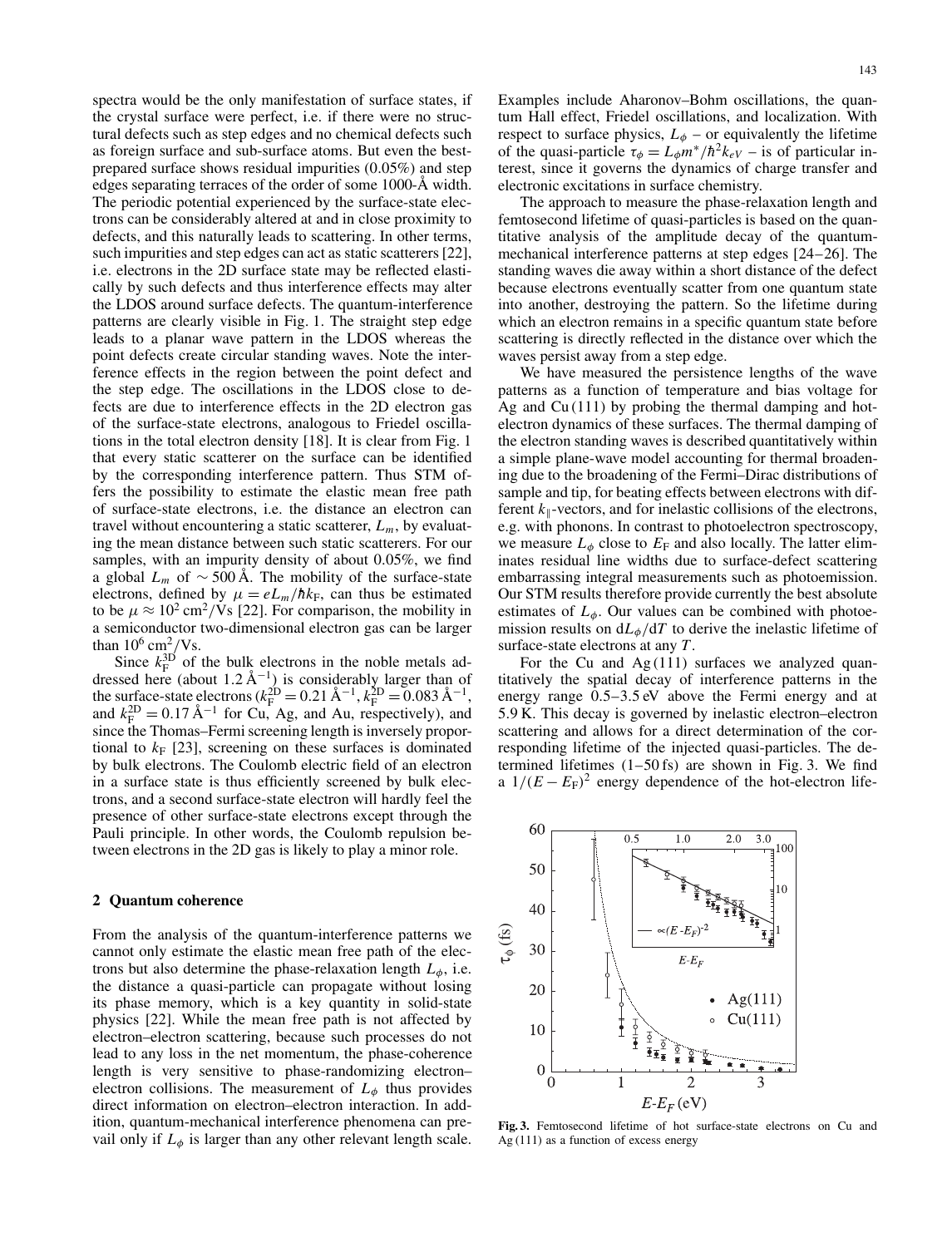spectra would be the only manifestation of surface states, if the crystal surface were perfect, i.e. if there were no structural defects such as step edges and no chemical defects such as foreign surface and sub-surface atoms. But even the best-prepared surface shows residual impurities (0.05%) and step edges separating terraces of the order of some 1000-Å width. The periodic potential experienced by the surface-state electrons can be considerably altered at and in close proximity to defects, and this naturally leads to scattering. In other terms, such impurities and step edges can act as static scatterers [22], i.e. electrons in the 2D surface state may be reflected elastically by such defects and thus interference effects may alter the LDOS around surface defects. The quantum-interference patterns are clearly visible in Fig. 1. The straight step edge leads to a planar wave pattern in the LDOS whereas the point defects create circular standing waves. Note the interference effects in the region between the point defect and the step edge. The oscillations in the LDOS close to defects are due to interference effects in the 2D electron gas of the surface-state electrons, analogous to Friedel oscillations in the total electron density [18]. It is clear from Fig. 1 that every static scatterer on the surface can be identified by the corresponding interference pattern. Thus STM offers the possibility to estimate the elastic mean free path of surface-state electrons, i.e. the distance an electron can travel without encountering a static scatterer, $L_m$, by evaluating the mean distance between such static scatterers. For our samples, with an impurity density of about 0.05%, we find a global $L_m$ of $\sim 500$ Å. The mobility of the surface-state electrons, defined by $\mu = eL_m/\hbar k_F$, can thus be estimated to be $\mu \approx 10^2\,\text{cm}^2/\text{Vs}$ [22]. For comparison, the mobility in a semiconductor two-dimensional electron gas can be larger than $10^6\,\text{cm}^2/\text{Vs}$.

Since $k_F^{3D}$ of the bulk electrons in the noble metals addressed here (about $1.2\,\text{Å}^{-1}$) is considerably larger than of the surface-state electrons ($k_F^{2D} = 0.21\,\text{Å}^{-1}$, $k_F^{2D} = 0.083\,\text{Å}^{-1}$, and $k_F^{2D} = 0.17\,\text{Å}^{-1}$ for Cu, Ag, and Au, respectively), and since the Thomas–Fermi screening length is inversely proportional to $k_F$ [23], screening on these surfaces is dominated by bulk electrons. The Coulomb electric field of an electron in a surface state is thus efficiently screened by bulk electrons, and a second surface-state electron will hardly feel the presence of other surface-state electrons except through the Pauli principle. In other words, the Coulomb repulsion between electrons in the 2D gas is likely to play a minor role.

## 2 Quantum coherence

From the analysis of the quantum-interference patterns we cannot only estimate the elastic mean free path of the electrons but also determine the phase-relaxation length $L_\phi$, i.e. the distance a quasi-particle can propagate without losing its phase memory, which is a key quantity in solid-state physics [22]. While the mean free path is not affected by electron–electron scattering, because such processes do not lead to any loss in the net momentum, the phase-coherence length is very sensitive to phase-randomizing electron–electron collisions. The measurement of $L_\phi$ thus provides direct information on electron–electron interaction. In addition, quantum-mechanical interference phenomena can prevail only if $L_\phi$ is larger than any other relevant length scale. Examples include Aharonov–Bohm oscillations, the quantum Hall effect, Friedel oscillations, and localization. With respect to surface physics, $L_\phi$ – or equivalently the lifetime of the quasi-particle $\tau_\phi = L_\phi m^*/\hbar^2 k_{eV}$ – is of particular interest, since it governs the dynamics of charge transfer and electronic excitations in surface chemistry.

The approach to measure the phase-relaxation length and femtosecond lifetime of quasi-particles is based on the quantitative analysis of the amplitude decay of the quantum-mechanical interference patterns at step edges [24–26]. The standing waves die away within a short distance of the defect because electrons eventually scatter from one quantum state into another, destroying the pattern. So the lifetime during which an electron remains in a specific quantum state before scattering is directly reflected in the distance over which the waves persist away from a step edge.

We have measured the persistence lengths of the wave patterns as a function of temperature and bias voltage for Ag and Cu (111) by probing the thermal damping and hot-electron dynamics of these surfaces. The thermal damping of the electron standing waves is described quantitatively within a simple plane-wave model accounting for thermal broadening due to the broadening of the Fermi–Dirac distributions of sample and tip, for beating effects between electrons with different $k_\parallel$-vectors, and for inelastic collisions of the electrons, e.g. with phonons. In contrast to photoelectron spectroscopy, we measure $L_\phi$ close to $E_F$ and also locally. The latter eliminates residual line widths due to surface-defect scattering embarrassing integral measurements such as photoemission. Our STM results therefore provide currently the best absolute estimates of $L_\phi$. Our values can be combined with photoemission results on $\text{d}L_\phi/\text{d}T$ to derive the inelastic lifetime of surface-state electrons at any $T$.

For the Cu and Ag (111) surfaces we analyzed quantitatively the spatial decay of interference patterns in the energy range 0.5–3.5 eV above the Fermi energy and at 5.9 K. This decay is governed by inelastic electron–electron scattering and allows for a direct determination of the corresponding lifetime of the injected quasi-particles. The determined lifetimes (1–50 fs) are shown in Fig. 3. We find a $1/(E-E_F)^2$ energy dependence of the hot-electron life-

**Fig. 3.** Femtosecond lifetime of hot surface-state electrons on Cu and Ag (111) as a function of excess energy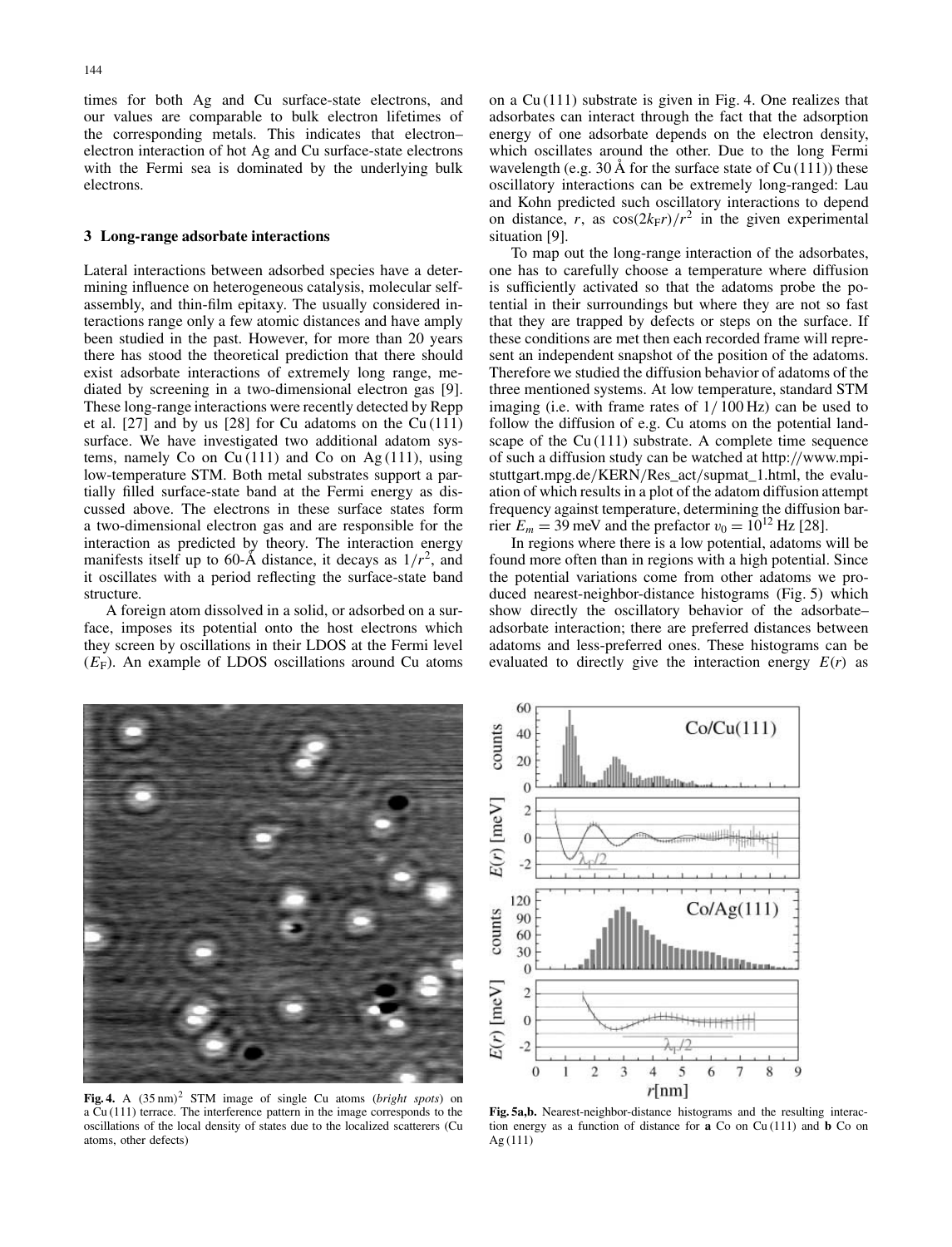times for both Ag and Cu surface-state electrons, and our values are comparable to bulk electron lifetimes of the corresponding metals. This indicates that electron–electron interaction of hot Ag and Cu surface-state electrons with the Fermi sea is dominated by the underlying bulk electrons.

## 3 Long-range adsorbate interactions

Lateral interactions between adsorbed species have a determining influence on heterogeneous catalysis, molecular self-assembly, and thin-film epitaxy. The usually considered interactions range only a few atomic distances and have amply been studied in the past. However, for more than 20 years there has stood the theoretical prediction that there should exist adsorbate interactions of extremely long range, mediated by screening in a two-dimensional electron gas [9]. These long-range interactions were recently detected by Repp et al. [27] and by us [28] for Cu adatoms on the Cu (111) surface. We have investigated two additional adatom systems, namely Co on Cu (111) and Co on Ag (111), using low-temperature STM. Both metal substrates support a partially filled surface-state band at the Fermi energy as discussed above. The electrons in these surface states form a two-dimensional electron gas and are responsible for the interaction as predicted by theory. The interaction energy manifests itself up to 60-Å distance, it decays as $1/r^2$, and it oscillates with a period reflecting the surface-state band structure.

A foreign atom dissolved in a solid, or adsorbed on a surface, imposes its potential onto the host electrons which they screen by oscillations in their LDOS at the Fermi level ($E_F$). An example of LDOS oscillations around Cu atoms on a Cu (111) substrate is given in Fig. 4. One realizes that adsorbates can interact through the fact that the adsorption energy of one adsorbate depends on the electron density, which oscillates around the other. Due to the long Fermi wavelength (e.g. 30 Å for the surface state of Cu (111)) these oscillatory interactions can be extremely long-ranged: Lau and Kohn predicted such oscillatory interactions to depend on distance, $r$, as $\cos(2k_F r)/r^2$ in the given experimental situation [9].

To map out the long-range interaction of the adsorbates, one has to carefully choose a temperature where diffusion is sufficiently activated so that the adatoms probe the potential in their surroundings but where they are not so fast that they are trapped by defects or steps on the surface. If these conditions are met then each recorded frame will represent an independent snapshot of the position of the adatoms. Therefore we studied the diffusion behavior of adatoms of the three mentioned systems. At low temperature, standard STM imaging (i.e. with frame rates of 1/ 100 Hz) can be used to follow the diffusion of e.g. Cu atoms on the potential landscape of the Cu (111) substrate. A complete time sequence of such a diffusion study can be watched at http://www.mpi-stuttgart.mpg.de/KERN/Res_act/supmat_1.html, the evaluation of which results in a plot of the adatom diffusion attempt frequency against temperature, determining the diffusion barrier $E_m = 39$ meV and the prefactor $\upsilon_0 = 10^{12}$ Hz [28].

In regions where there is a low potential, adatoms will be found more often than in regions with a high potential. Since the potential variations come from other adatoms we produced nearest-neighbor-distance histograms (Fig. 5) which show directly the oscillatory behavior of the adsorbate–adsorbate interaction; there are preferred distances between adatoms and less-preferred ones. These histograms can be evaluated to directly give the interaction energy $E(r)$ as

**Fig. 4.** A $(35\,\text{nm})^2$ STM image of single Cu atoms (*bright spots*) on a Cu (111) terrace. The interference pattern in the image corresponds to the oscillations of the local density of states due to the localized scatterers (Cu atoms, other defects)

**Fig. 5a,b.** Nearest-neighbor-distance histograms and the resulting interaction energy as a function of distance for **a** Co on Cu (111) and **b** Co on Ag (111)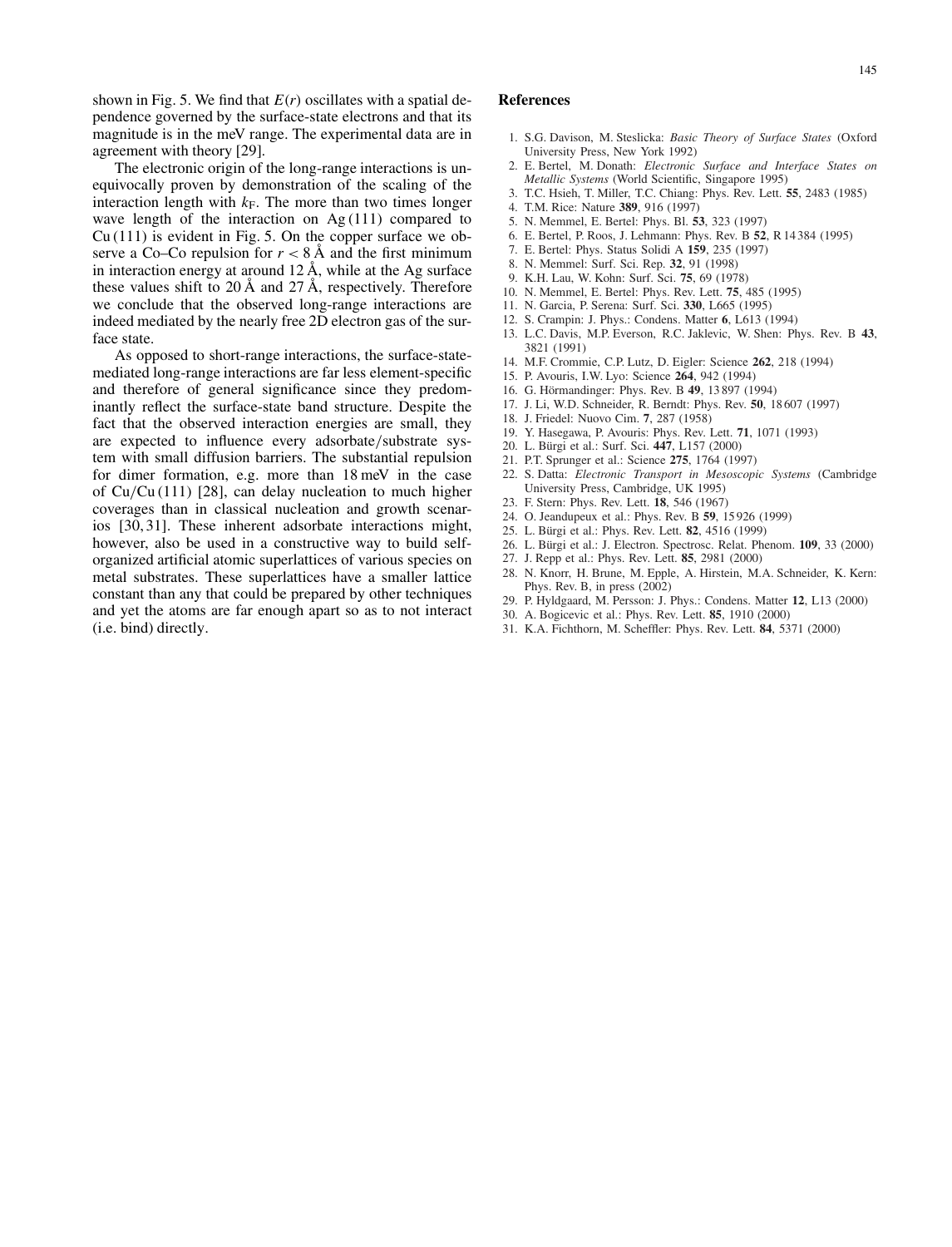shown in Fig. 5. We find that $E(r)$ oscillates with a spatial dependence governed by the surface-state electrons and that its magnitude is in the meV range. The experimental data are in agreement with theory [29].

The electronic origin of the long-range interactions is unequivocally proven by demonstration of the scaling of the interaction length with $k_F$. The more than two times longer wave length of the interaction on Ag (111) compared to Cu (111) is evident in Fig. 5. On the copper surface we observe a Co–Co repulsion for $r < 8$ Å and the first minimum in interaction energy at around 12 Å, while at the Ag surface these values shift to 20 Å and 27 Å, respectively. Therefore we conclude that the observed long-range interactions are indeed mediated by the nearly free 2D electron gas of the surface state.

As opposed to short-range interactions, the surface-state-mediated long-range interactions are far less element-specific and therefore of general significance since they predominantly reflect the surface-state band structure. Despite the fact that the observed interaction energies are small, they are expected to influence every adsorbate/substrate system with small diffusion barriers. The substantial repulsion for dimer formation, e.g. more than 18 meV in the case of Cu/Cu (111) [28], can delay nucleation to much higher coverages than in classical nucleation and growth scenarios [30, 31]. These inherent adsorbate interactions might, however, also be used in a constructive way to build self-organized artificial atomic superlattices of various species on metal substrates. These superlattices have a smaller lattice constant than any that could be prepared by other techniques and yet the atoms are far enough apart so as to not interact (i.e. bind) directly.

## References

1. S.G. Davison, M. Steslicka: *Basic Theory of Surface States* (Oxford University Press, New York 1992)
2. E. Bertel, M. Donath: *Electronic Surface and Interface States on Metallic Systems* (World Scientific, Singapore 1995)
3. T.C. Hsieh, T. Miller, T.C. Chiang: Phys. Rev. Lett. **55**, 2483 (1985)
4. T.M. Rice: Nature **389**, 916 (1997)
5. N. Memmel, E. Bertel: Phys. Bl. **53**, 323 (1997)
6. E. Bertel, P. Roos, J. Lehmann: Phys. Rev. B **52**, R 14 384 (1995)
7. E. Bertel: Phys. Status Solidi A **159**, 235 (1997)
8. N. Memmel: Surf. Sci. Rep. **32**, 91 (1998)
9. K.H. Lau, W. Kohn: Surf. Sci. **75**, 69 (1978)
10. N. Memmel, E. Bertel: Phys. Rev. Lett. **75**, 485 (1995)
11. N. Garcia, P. Serena: Surf. Sci. **330**, L665 (1995)
12. S. Crampin: J. Phys.: Condens. Matter **6**, L613 (1994)
13. L.C. Davis, M.P. Everson, R.C. Jaklevic, W. Shen: Phys. Rev. B **43**, 3821 (1991)
14. M.F. Crommie, C.P. Lutz, D. Eigler: Science **262**, 218 (1994)
15. P. Avouris, I.W. Lyo: Science **264**, 942 (1994)
16. G. Hörmandinger: Phys. Rev. B **49**, 13 897 (1994)
17. J. Li, W.D. Schneider, R. Berndt: Phys. Rev. **50**, 18 607 (1997)
18. J. Friedel: Nuovo Cim. **7**, 287 (1958)
19. Y. Hasegawa, P. Avouris: Phys. Rev. Lett. **71**, 1071 (1993)
20. L. Bürgi et al.: Surf. Sci. **447**, L157 (2000)
21. P.T. Sprunger et al.: Science **275**, 1764 (1997)
22. S. Datta: *Electronic Transport in Mesoscopic Systems* (Cambridge University Press, Cambridge, UK 1995)
23. F. Stern: Phys. Rev. Lett. **18**, 546 (1967)
24. O. Jeandupeux et al.: Phys. Rev. B **59**, 15 926 (1999)
25. L. Bürgi et al.: Phys. Rev. Lett. **82**, 4516 (1999)
26. L. Bürgi et al.: J. Electron. Spectrosc. Relat. Phenom. **109**, 33 (2000)
27. J. Repp et al.: Phys. Rev. Lett. **85**, 2981 (2000)
28. N. Knorr, H. Brune, M. Epple, A. Hirstein, M.A. Schneider, K. Kern: Phys. Rev. B, in press (2002)
29. P. Hyldgaard, M. Persson: J. Phys.: Condens. Matter **12**, L13 (2000)
30. A. Bogicevic et al.: Phys. Rev. Lett. **85**, 1910 (2000)
31. K.A. Fichthorn, M. Scheffler: Phys. Rev. Lett. **84**, 5371 (2000)